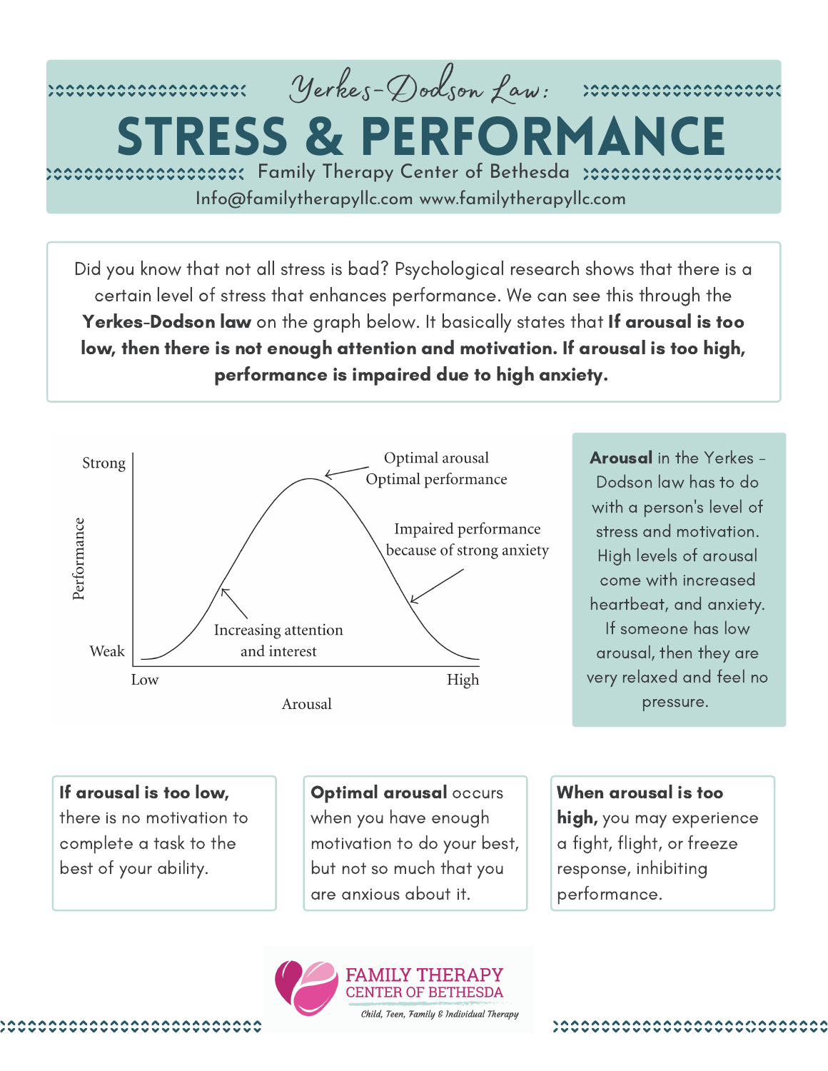*Yerkes-Dodson Law:*

# STRESS & PERFORMANCE

Family Therapy Center of Bethesda

Info@familytherapyllc.com www.familytherapyllc.com

Did you know that not all stress is bad? Psychological research shows that there is a certain level of stress that enhances performance. We can see this through the **Yerkes-Dodson law** on the graph below. It basically states that **If arousal is too low, then there is not enough attention and motivation. If arousal is too high, performance is impaired due to high anxiety.**

Strong

Performance

Weak

Low

High

Arousal

Optimal arousal
Optimal performance

Impaired performance because of strong anxiety

Increasing attention and interest

**Arousal** in the Yerkes - Dodson law has to do with a person's level of stress and motivation. High levels of arousal come with increased heartbeat, and anxiety. If someone has low arousal, then they are very relaxed and feel no pressure.

**If arousal is too low,** there is no motivation to complete a task to the best of your ability.

**Optimal arousal** occurs when you have enough motivation to do your best, but not so much that you are anxious about it.

**When arousal is too high,** you may experience a fight, flight, or freeze response, inhibiting performance.

FAMILY THERAPY
CENTER OF BETHESDA
*Child, Teen, Family & Individual Therapy*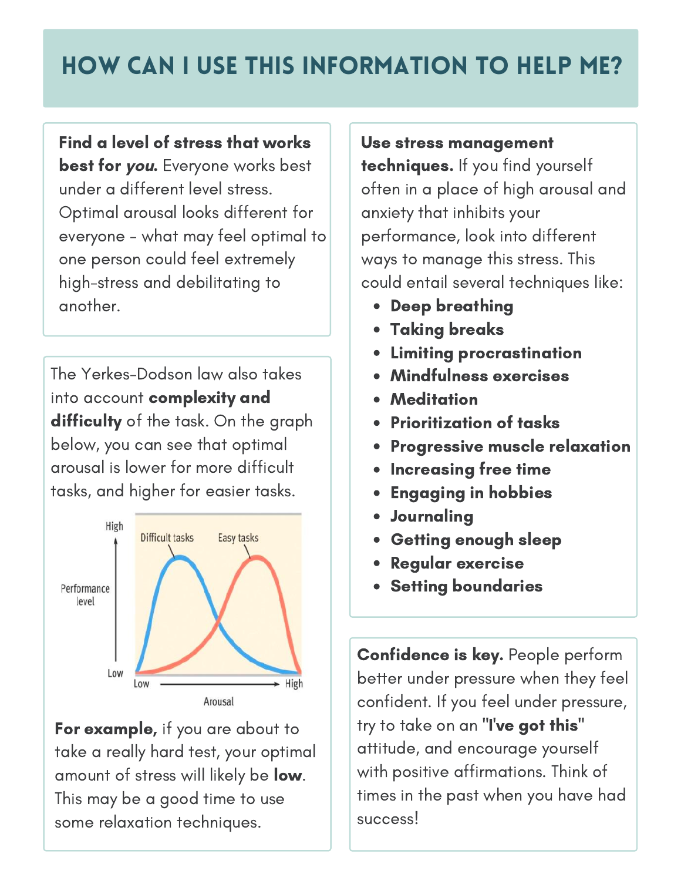# HOW CAN I USE THIS INFORMATION TO HELP ME?

**Find a level of stress that works best for *you*.** Everyone works best under a different level stress. Optimal arousal looks different for everyone - what may feel optimal to one person could feel extremely high-stress and debilitating to another.

The Yerkes-Dodson law also takes into account **complexity and difficulty** of the task. On the graph below, you can see that optimal arousal is lower for more difficult tasks, and higher for easier tasks.

High
Difficult tasks
Easy tasks
Performance level
Low
Low
High
Arousal

**For example,** if you are about to take a really hard test, your optimal amount of stress will likely be **low**. This may be a good time to use some relaxation techniques.

**Use stress management techniques.** If you find yourself often in a place of high arousal and anxiety that inhibits your performance, look into different ways to manage this stress. This could entail several techniques like:

- **Deep breathing**
- **Taking breaks**
- **Limiting procrastination**
- **Mindfulness exercises**
- **Meditation**
- **Prioritization of tasks**
- **Progressive muscle relaxation**
- **Increasing free time**
- **Engaging in hobbies**
- **Journaling**
- **Getting enough sleep**
- **Regular exercise**
- **Setting boundaries**

**Confidence is key.** People perform better under pressure when they feel confident. If you feel under pressure, try to take on an **"I've got this"** attitude, and encourage yourself with positive affirmations. Think of times in the past when you have had success!